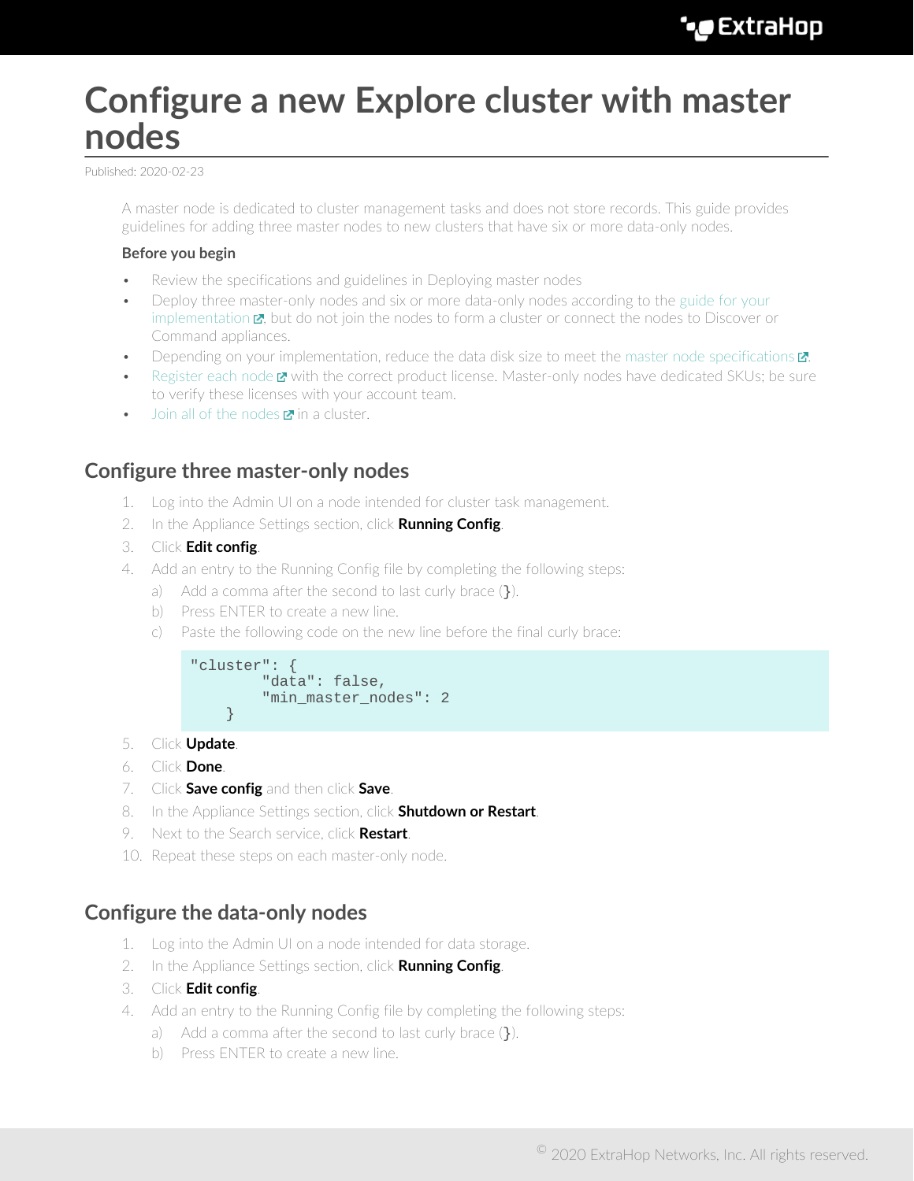# Configure a new Explore cluster with master nodes

Published: 2020-02-23

A master node is dedicated to cluster management tasks and does not store records. This guide provides guidelines for adding three master nodes to new clusters that have six or more data-only nodes.

**Before you begin**

- Review the specifications and guidelines in Deploying master nodes
- Deploy three master-only nodes and six or more data-only nodes according to the guide for your implementation, but do not join the nodes to form a cluster or connect the nodes to Discover or Command appliances.
- Depending on your implementation, reduce the data disk size to meet the master node specifications.
- Register each node with the correct product license. Master-only nodes have dedicated SKUs; be sure to verify these licenses with your account team.
- Join all of the nodes in a cluster.

## Configure three master-only nodes

1. Log into the Admin UI on a node intended for cluster task management.
2. In the Appliance Settings section, click **Running Config**.
3. Click **Edit config**.
4. Add an entry to the Running Config file by completing the following steps:
   a) Add a comma after the second to last curly brace (}).
   b) Press ENTER to create a new line.
   c) Paste the following code on the new line before the final curly brace:

```
"cluster": {
        "data": false,
        "min_master_nodes": 2
    }
```

5. Click **Update**.
6. Click **Done**.
7. Click **Save config** and then click **Save**.
8. In the Appliance Settings section, click **Shutdown or Restart**.
9. Next to the Search service, click **Restart**.
10. Repeat these steps on each master-only node.

## Configure the data-only nodes

1. Log into the Admin UI on a node intended for data storage.
2. In the Appliance Settings section, click **Running Config**.
3. Click **Edit config**.
4. Add an entry to the Running Config file by completing the following steps:
   a) Add a comma after the second to last curly brace (}).
   b) Press ENTER to create a new line.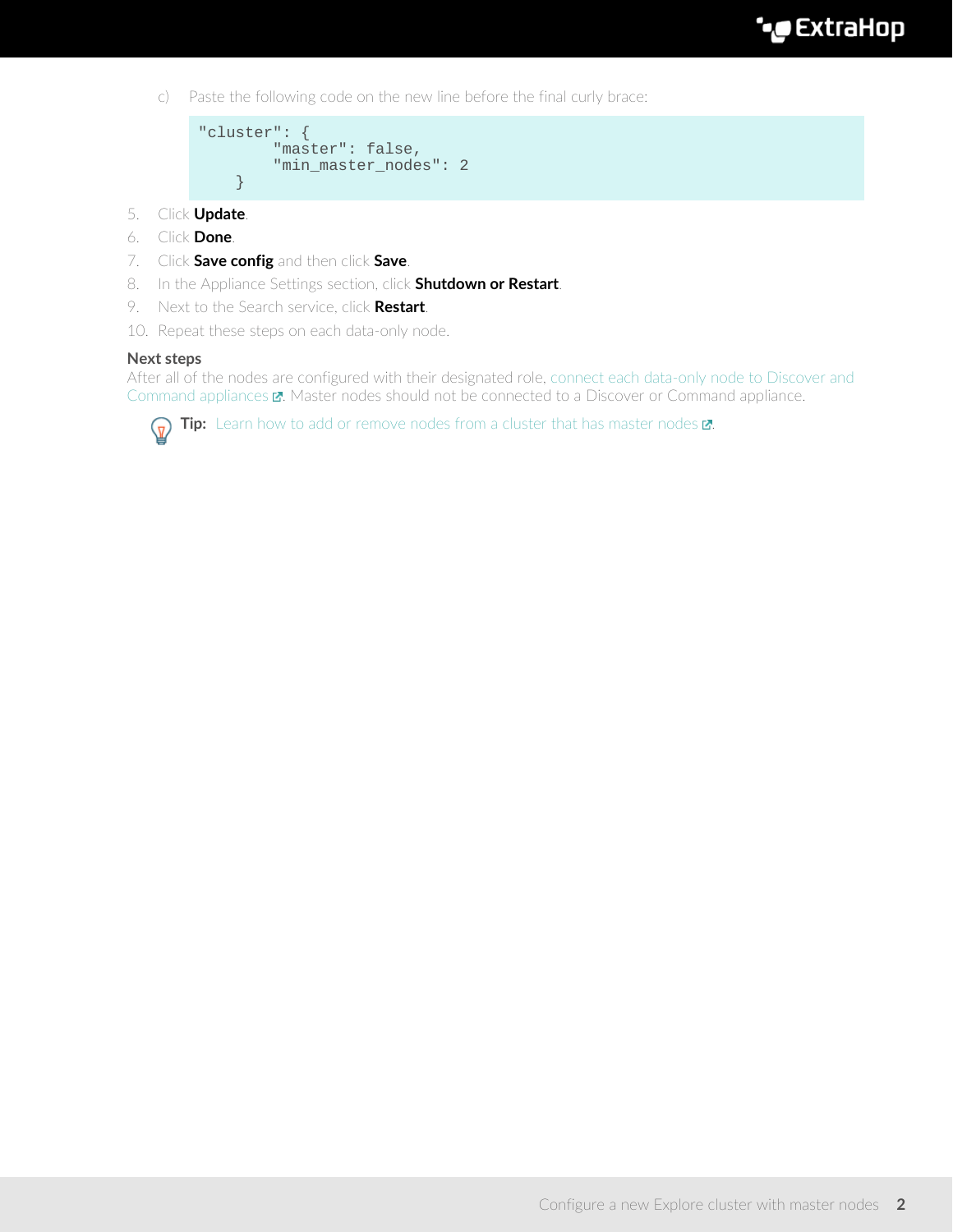c) Paste the following code on the new line before the final curly brace:

```
"cluster": {
        "master": false,
        "min_master_nodes": 2
    }
```

5. Click **Update**.
6. Click **Done**.
7. Click **Save config** and then click **Save**.
8. In the Appliance Settings section, click **Shutdown or Restart**.
9. Next to the Search service, click **Restart**.
10. Repeat these steps on each data-only node.

**Next steps**

After all of the nodes are configured with their designated role, connect each data-only node to Discover and Command appliances. Master nodes should not be connected to a Discover or Command appliance.

**Tip:** Learn how to add or remove nodes from a cluster that has master nodes.